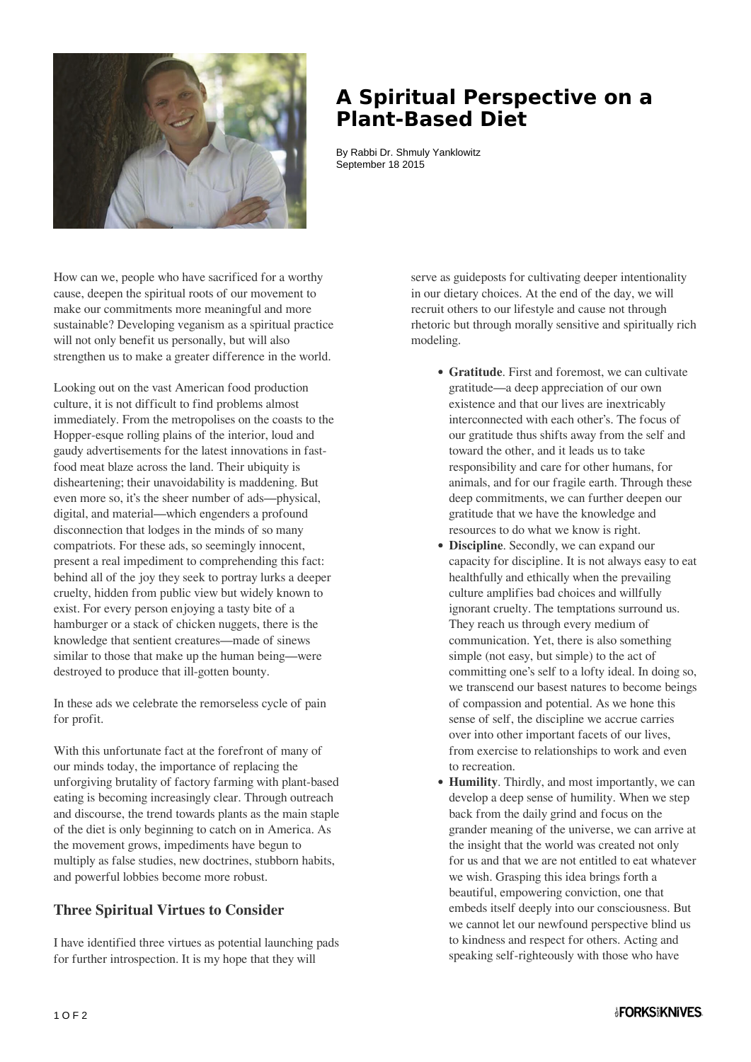# A Spiritual Perspective on a Plant-Based Diet

By Rabbi Dr. Shmuly Yanklowitz
September 18 2015

How can we, people who have sacrificed for a worthy cause, deepen the spiritual roots of our movement to make our commitments more meaningful and more sustainable? Developing veganism as a spiritual practice will not only benefit us personally, but will also strengthen us to make a greater difference in the world.

Looking out on the vast American food production culture, it is not difficult to find problems almost immediately. From the metropolises on the coasts to the Hopper-esque rolling plains of the interior, loud and gaudy advertisements for the latest innovations in fast-food meat blaze across the land. Their ubiquity is disheartening; their unavoidability is maddening. But even more so, it's the sheer number of ads—physical, digital, and material—which engenders a profound disconnection that lodges in the minds of so many compatriots. For these ads, so seemingly innocent, present a real impediment to comprehending this fact: behind all of the joy they seek to portray lurks a deeper cruelty, hidden from public view but widely known to exist. For every person enjoying a tasty bite of a hamburger or a stack of chicken nuggets, there is the knowledge that sentient creatures—made of sinews similar to those that make up the human being—were destroyed to produce that ill-gotten bounty.

In these ads we celebrate the remorseless cycle of pain for profit.

With this unfortunate fact at the forefront of many of our minds today, the importance of replacing the unforgiving brutality of factory farming with plant-based eating is becoming increasingly clear. Through outreach and discourse, the trend towards plants as the main staple of the diet is only beginning to catch on in America. As the movement grows, impediments have begun to multiply as false studies, new doctrines, stubborn habits, and powerful lobbies become more robust.

## Three Spiritual Virtues to Consider

I have identified three virtues as potential launching pads for further introspection. It is my hope that they will serve as guideposts for cultivating deeper intentionality in our dietary choices. At the end of the day, we will recruit others to our lifestyle and cause not through rhetoric but through morally sensitive and spiritually rich modeling.

- **Gratitude**. First and foremost, we can cultivate gratitude—a deep appreciation of our own existence and that our lives are inextricably interconnected with each other's. The focus of our gratitude thus shifts away from the self and toward the other, and it leads us to take responsibility and care for other humans, for animals, and for our fragile earth. Through these deep commitments, we can further deepen our gratitude that we have the knowledge and resources to do what we know is right.
- **Discipline**. Secondly, we can expand our capacity for discipline. It is not always easy to eat healthfully and ethically when the prevailing culture amplifies bad choices and willfully ignorant cruelty. The temptations surround us. They reach us through every medium of communication. Yet, there is also something simple (not easy, but simple) to the act of committing one's self to a lofty ideal. In doing so, we transcend our basest natures to become beings of compassion and potential. As we hone this sense of self, the discipline we accrue carries over into other important facets of our lives, from exercise to relationships to work and even to recreation.
- **Humility**. Thirdly, and most importantly, we can develop a deep sense of humility. When we step back from the daily grind and focus on the grander meaning of the universe, we can arrive at the insight that the world was created not only for us and that we are not entitled to eat whatever we wish. Grasping this idea brings forth a beautiful, empowering conviction, one that embeds itself deeply into our consciousness. But we cannot let our newfound perspective blind us to kindness and respect for others. Acting and speaking self-righteously with those who have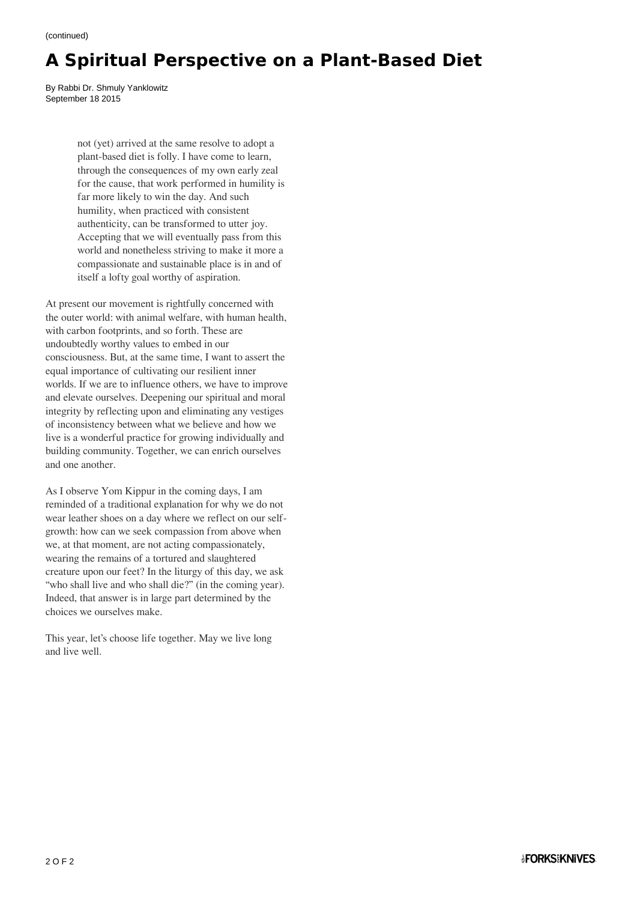> not (yet) arrived at the same resolve to adopt a plant-based diet is folly. I have come to learn, through the consequences of my own early zeal for the cause, that work performed in humility is far more likely to win the day. And such humility, when practiced with consistent authenticity, can be transformed to utter joy. Accepting that we will eventually pass from this world and nonetheless striving to make it more a compassionate and sustainable place is in and of itself a lofty goal worthy of aspiration.

At present our movement is rightfully concerned with the outer world: with animal welfare, with human health, with carbon footprints, and so forth. These are undoubtedly worthy values to embed in our consciousness. But, at the same time, I want to assert the equal importance of cultivating our resilient inner worlds. If we are to influence others, we have to improve and elevate ourselves. Deepening our spiritual and moral integrity by reflecting upon and eliminating any vestiges of inconsistency between what we believe and how we live is a wonderful practice for growing individually and building community. Together, we can enrich ourselves and one another.

As I observe Yom Kippur in the coming days, I am reminded of a traditional explanation for why we do not wear leather shoes on a day where we reflect on our self-growth: how can we seek compassion from above when we, at that moment, are not acting compassionately, wearing the remains of a tortured and slaughtered creature upon our feet? In the liturgy of this day, we ask "who shall live and who shall die?" (in the coming year). Indeed, that answer is in large part determined by the choices we ourselves make.

This year, let's choose life together. May we live long and live well.